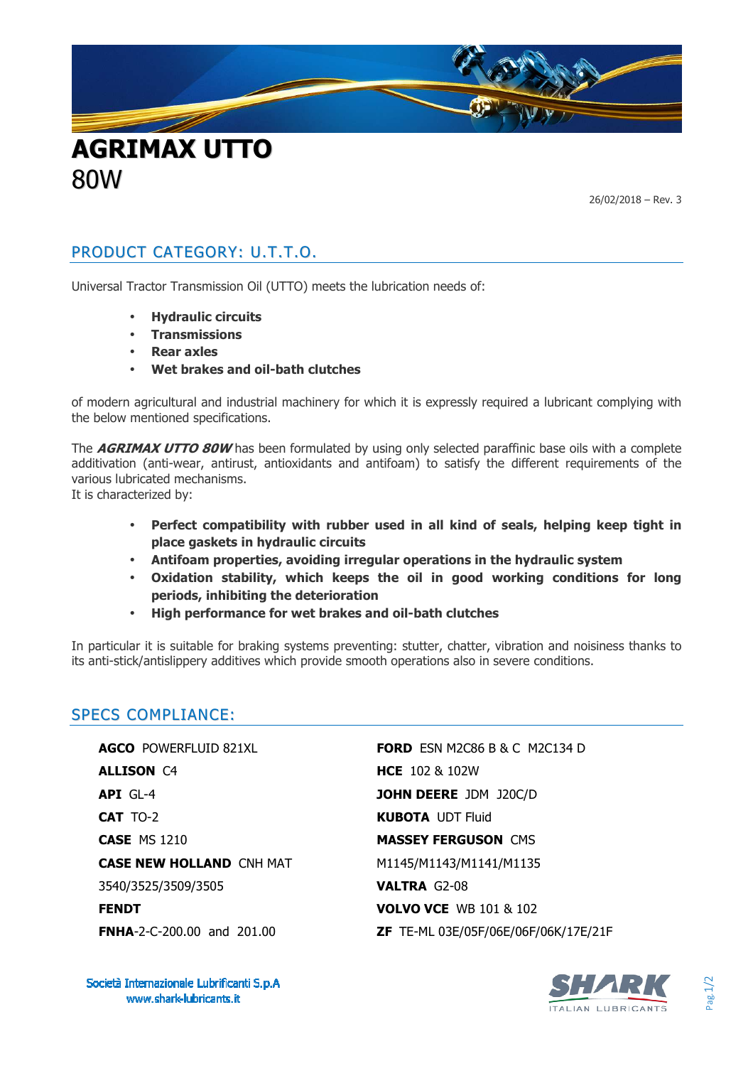# AGRIMAX UTTO
80W

26/02/2018 – Rev. 3

## PRODUCT CATEGORY: U.T.T.O.

Universal Tractor Transmission Oil (UTTO) meets the lubrication needs of:

- **Hydraulic circuits**
- **Transmissions**
- **Rear axles**
- **Wet brakes and oil-bath clutches**

of modern agricultural and industrial machinery for which it is expressly required a lubricant complying with the below mentioned specifications.

The ***AGRIMAX UTTO 80W*** has been formulated by using only selected paraffinic base oils with a complete additivation (anti-wear, antirust, antioxidants and antifoam) to satisfy the different requirements of the various lubricated mechanisms.
It is characterized by:

- **Perfect compatibility with rubber used in all kind of seals, helping keep tight in place gaskets in hydraulic circuits**
- **Antifoam properties, avoiding irregular operations in the hydraulic system**
- **Oxidation stability, which keeps the oil in good working conditions for long periods, inhibiting the deterioration**
- **High performance for wet brakes and oil-bath clutches**

In particular it is suitable for braking systems preventing: stutter, chatter, vibration and noisiness thanks to its anti-stick/antislippery additives which provide smooth operations also in severe conditions.

## SPECS COMPLIANCE:

**AGCO** POWERFLUID 821XL
**ALLISON** C4
**API** GL-4
**CAT** TO-2
**CASE** MS 1210
**CASE NEW HOLLAND** CNH MAT 3540/3525/3509/3505
**FENDT**
**FNHA**-2-C-200.00 and 201.00
**FORD** ESN M2C86 B & C M2C134 D
**HCE** 102 & 102W
**JOHN DEERE** JDM J20C/D
**KUBOTA** UDT Fluid
**MASSEY FERGUSON** CMS M1145/M1143/M1141/M1135
**VALTRA** G2-08
**VOLVO VCE** WB 101 & 102
**ZF** TE-ML 03E/05F/06E/06F/06K/17E/21F

Società Internazionale Lubrificanti S.p.A
www.shark-lubricants.it

SHARK ITALIAN LUBRICANTS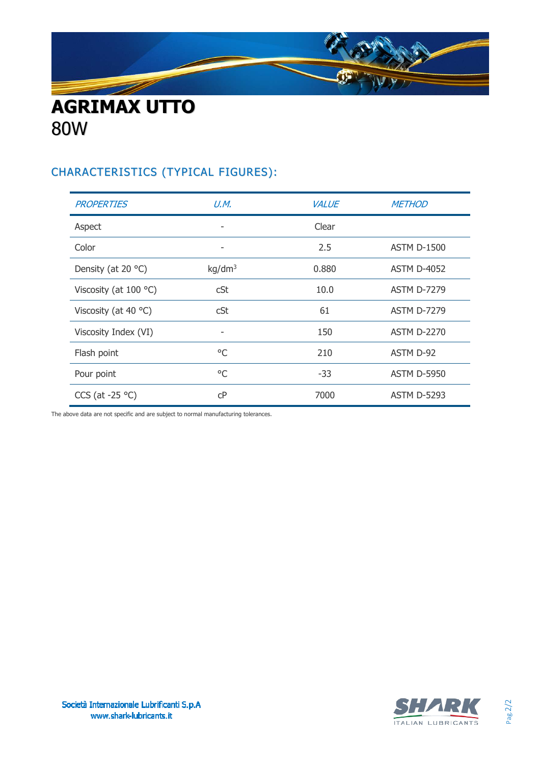# AGRIMAX UTTO
80W

## CHARACTERISTICS (TYPICAL FIGURES):

| *PROPERTIES* | *U.M.* | *VALUE* | *METHOD* |
|---|---|---|---|
| Aspect | - | Clear | |
| Color | - | 2.5 | ASTM D-1500 |
| Density (at 20 °C) | $kg/dm^3$ | 0.880 | ASTM D-4052 |
| Viscosity (at 100 °C) | cSt | 10.0 | ASTM D-7279 |
| Viscosity (at 40 °C) | cSt | 61 | ASTM D-7279 |
| Viscosity Index (VI) | - | 150 | ASTM D-2270 |
| Flash point | °C | 210 | ASTM D-92 |
| Pour point | °C | -33 | ASTM D-5950 |
| CCS (at -25 °C) | cP | 7000 | ASTM D-5293 |

The above data are not specific and are subject to normal manufacturing tolerances.

Società Internazionale Lubrificanti S.p.A
www.shark-lubricants.it

SHARK ITALIAN LUBRICANTS